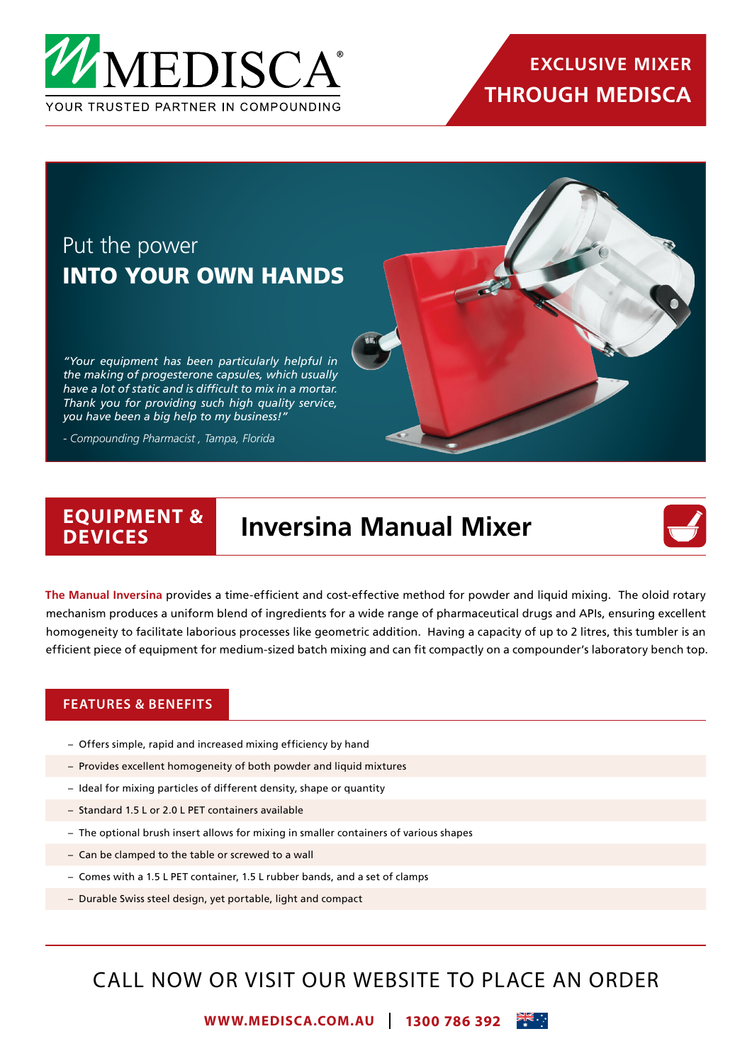MEDISCA®

YOUR TRUSTED PARTNER IN COMPOUNDING

**EXCLUSIVE MIXER THROUGH MEDISCA**

Put the power

## INTO YOUR OWN HANDS

*"Your equipment has been particularly helpful in the making of progesterone capsules, which usually have a lot of static and is difficult to mix in a mortar. Thank you for providing such high quality service, you have been a big help to my business!"*

*- Compounding Pharmacist , Tampa, Florida*

**EQUIPMENT & DEVICES**

# Inversina Manual Mixer

**The Manual Inversina** provides a time-efficient and cost-effective method for powder and liquid mixing. The oloid rotary mechanism produces a uniform blend of ingredients for a wide range of pharmaceutical drugs and APIs, ensuring excellent homogeneity to facilitate laborious processes like geometric addition. Having a capacity of up to 2 litres, this tumbler is an efficient piece of equipment for medium-sized batch mixing and can fit compactly on a compounder's laboratory bench top.

## FEATURES & BENEFITS

- Offers simple, rapid and increased mixing efficiency by hand
- Provides excellent homogeneity of both powder and liquid mixtures
- Ideal for mixing particles of different density, shape or quantity
- Standard 1.5 L or 2.0 L PET containers available
- The optional brush insert allows for mixing in smaller containers of various shapes
- Can be clamped to the table or screwed to a wall
- Comes with a 1.5 L PET container, 1.5 L rubber bands, and a set of clamps
- Durable Swiss steel design, yet portable, light and compact

CALL NOW OR VISIT OUR WEBSITE TO PLACE AN ORDER

**WWW.MEDISCA.COM.AU** | **1300 786 392**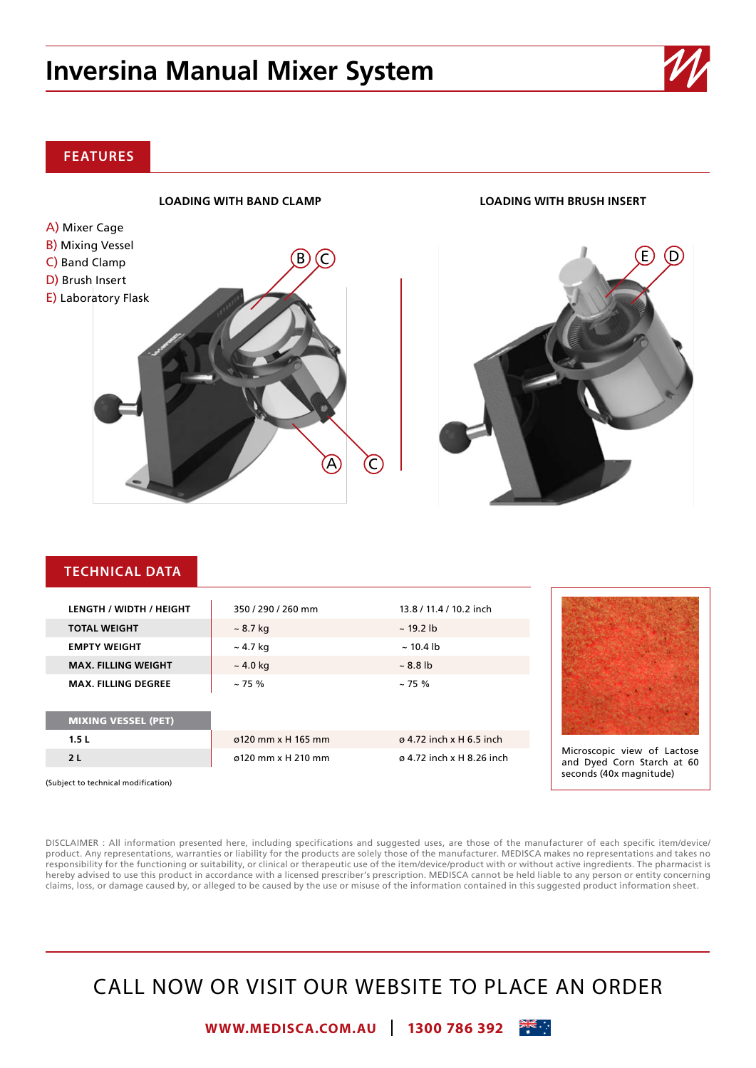# Inversina Manual Mixer System

## FEATURES

A) Mixer Cage
B) Mixing Vessel
C) Band Clamp
D) Brush Insert
E) Laboratory Flask

LOADING WITH BAND CLAMP

LOADING WITH BRUSH INSERT

## TECHNICAL DATA

| | | |
|---|---|---|
| **LENGTH / WIDTH / HEIGHT** | 350 / 290 / 260 mm | 13.8 / 11.4 / 10.2 inch |
| **TOTAL WEIGHT** | ~ 8.7 kg | ~ 19.2 lb |
| **EMPTY WEIGHT** | ~ 4.7 kg | ~ 10.4 lb |
| **MAX. FILLING WEIGHT** | ~ 4.0 kg | ~ 8.8 lb |
| **MAX. FILLING DEGREE** | ~ 75 % | ~ 75 % |

| **MIXING VESSEL (PET)** | | |
|---|---|---|
| **1.5 L** | ø120 mm x H 165 mm | ø 4.72 inch x H 6.5 inch |
| **2 L** | ø120 mm x H 210 mm | ø 4.72 inch x H 8.26 inch |

(Subject to technical modification)

Microscopic view of Lactose and Dyed Corn Starch at 60 seconds (40x magnitude)

DISCLAIMER : All information presented here, including specifications and suggested uses, are those of the manufacturer of each specific item/device/product. Any representations, warranties or liability for the products are solely those of the manufacturer. MEDISCA makes no representations and takes no responsibility for the functioning or suitability, or clinical or therapeutic use of the item/device/product with or without active ingredients. The pharmacist is hereby advised to use this product in accordance with a licensed prescriber's prescription. MEDISCA cannot be held liable to any person or entity concerning claims, loss, or damage caused by, or alleged to be caused by the use or misuse of the information contained in this suggested product information sheet.

CALL NOW OR VISIT OUR WEBSITE TO PLACE AN ORDER

**WWW.MEDISCA.COM.AU** | **1300 786 392**